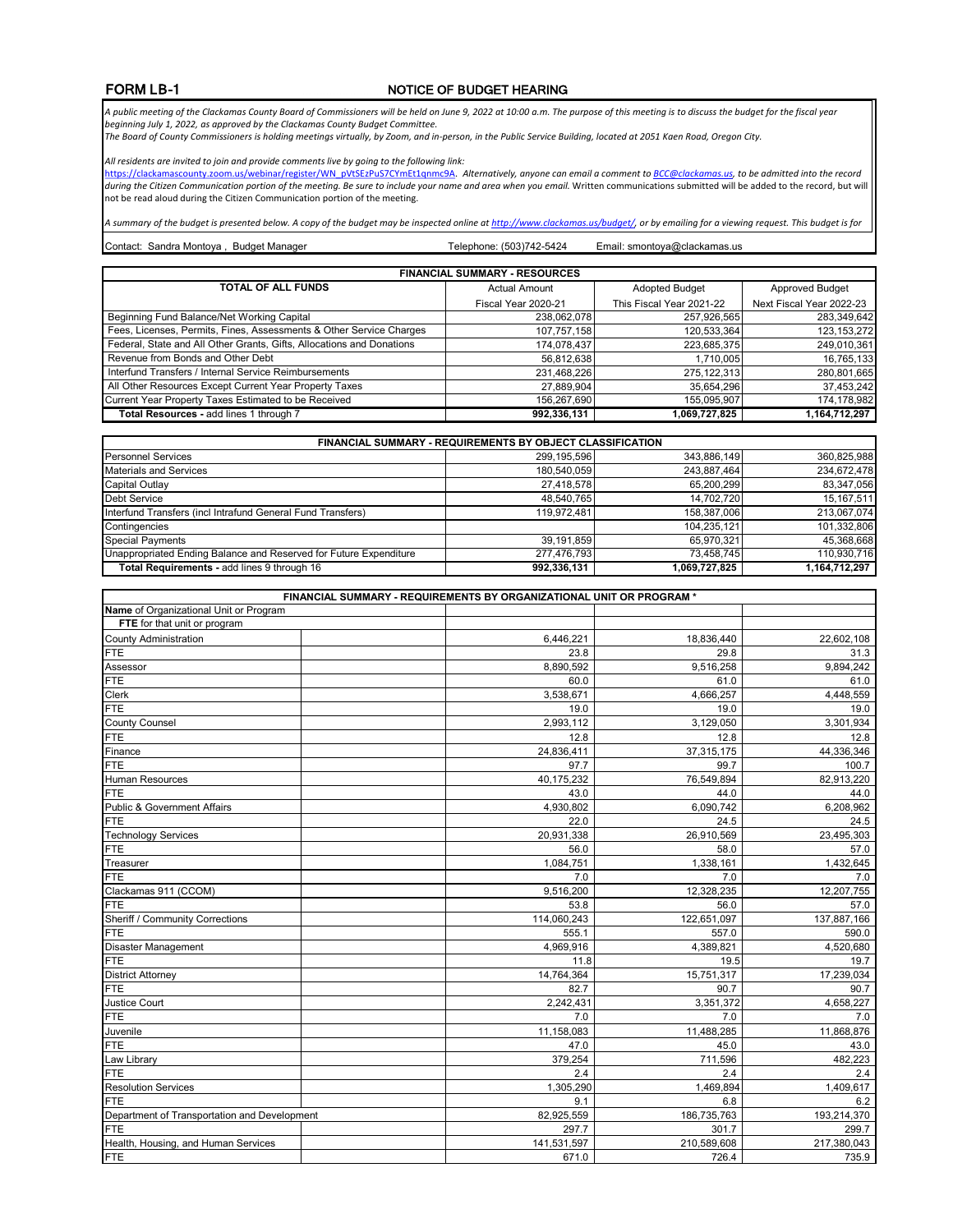**FORM LB-1** **NOTICE OF BUDGET HEARING**

*A public meeting of the Clackamas County Board of Commissioners will be held on June 9, 2022 at 10:00 a.m. The purpose of this meeting is to discuss the budget for the fiscal year beginning July 1, 2022, as approved by the Clackamas County Budget Committee.*
*The Board of County Commissioners is holding meetings virtually, by Zoom, and in-person, in the Public Service Building, located at 2051 Kaen Road, Oregon City.*

*All residents are invited to join and provide comments live by going to the following link:*
https://clackamascounty.zoom.us/webinar/register/WN_pVtSEzPuS7CYmEt1qnmc9A. *Alternatively, anyone can email a comment to BCC@clackamas.us, to be admitted into the record during the Citizen Communication portion of the meeting. Be sure to include your name and area when you email.* Written communications submitted will be added to the record, but will not be read aloud during the Citizen Communication portion of the meeting.

*A summary of the budget is presented below. A copy of the budget may be inspected online at http://www.clackamas.us/budget/, or by emailing for a viewing request. This budget is for*

Contact: Sandra Montoya , Budget Manager Telephone: (503)742-5424 Email: smontoya@clackamas.us

| FINANCIAL SUMMARY - RESOURCES | | | |
|---|---|---|---|
| **TOTAL OF ALL FUNDS** | Actual Amount | Adopted Budget | Approved Budget |
| | Fiscal Year 2020-21 | This Fiscal Year 2021-22 | Next Fiscal Year 2022-23 |
| Beginning Fund Balance/Net Working Capital | 238,062,078 | 257,926,565 | 283,349,642 |
| Fees, Licenses, Permits, Fines, Assessments & Other Service Charges | 107,757,158 | 120,533,364 | 123,153,272 |
| Federal, State and All Other Grants, Gifts, Allocations and Donations | 174,078,437 | 223,685,375 | 249,010,361 |
| Revenue from Bonds and Other Debt | 56,812,638 | 1,710,005 | 16,765,133 |
| Interfund Transfers / Internal Service Reimbursements | 231,468,226 | 275,122,313 | 280,801,665 |
| All Other Resources Except Current Year Property Taxes | 27,889,904 | 35,654,296 | 37,453,242 |
| Current Year Property Taxes Estimated to be Received | 156,267,690 | 155,095,907 | 174,178,982 |
| **Total Resources** - add lines 1 through 7 | **992,336,131** | **1,069,727,825** | **1,164,712,297** |

| FINANCIAL SUMMARY - REQUIREMENTS BY OBJECT CLASSIFICATION | | | |
|---|---|---|---|
| Personnel Services | 299,195,596 | 343,886,149 | 360,825,988 |
| Materials and Services | 180,540,059 | 243,887,464 | 234,672,478 |
| Capital Outlay | 27,418,578 | 65,200,299 | 83,347,056 |
| Debt Service | 48,540,765 | 14,702,720 | 15,167,511 |
| Interfund Transfers (incl Intrafund General Fund Transfers) | 119,972,481 | 158,387,006 | 213,067,074 |
| Contingencies | | 104,235,121 | 101,332,806 |
| Special Payments | 39,191,859 | 65,970,321 | 45,368,668 |
| Unappropriated Ending Balance and Reserved for Future Expenditure | 277,476,793 | 73,458,745 | 110,930,716 |
| **Total Requirements** - add lines 9 through 16 | **992,336,131** | **1,069,727,825** | **1,164,712,297** |

| FINANCIAL SUMMARY - REQUIREMENTS BY ORGANIZATIONAL UNIT OR PROGRAM * | | | |
|---|---|---|---|
| **Name** of Organizational Unit or Program | | | |
| **FTE** for that unit or program | | | |
| County Administration | 6,446,221 | 18,836,440 | 22,602,108 |
| FTE | 23.8 | 29.8 | 31.3 |
| Assessor | 8,890,592 | 9,516,258 | 9,894,242 |
| FTE | 60.0 | 61.0 | 61.0 |
| Clerk | 3,538,671 | 4,666,257 | 4,448,559 |
| FTE | 19.0 | 19.0 | 19.0 |
| County Counsel | 2,993,112 | 3,129,050 | 3,301,934 |
| FTE | 12.8 | 12.8 | 12.8 |
| Finance | 24,836,411 | 37,315,175 | 44,336,346 |
| FTE | 97.7 | 99.7 | 100.7 |
| Human Resources | 40,175,232 | 76,549,894 | 82,913,220 |
| FTE | 43.0 | 44.0 | 44.0 |
| Public & Government Affairs | 4,930,802 | 6,090,742 | 6,208,962 |
| FTE | 22.0 | 24.5 | 24.5 |
| Technology Services | 20,931,338 | 26,910,569 | 23,495,303 |
| FTE | 56.0 | 58.0 | 57.0 |
| Treasurer | 1,084,751 | 1,338,161 | 1,432,645 |
| FTE | 7.0 | 7.0 | 7.0 |
| Clackamas 911 (CCOM) | 9,516,200 | 12,328,235 | 12,207,755 |
| FTE | 53.8 | 56.0 | 57.0 |
| Sheriff / Community Corrections | 114,060,243 | 122,651,097 | 137,887,166 |
| FTE | 555.1 | 557.0 | 590.0 |
| Disaster Management | 4,969,916 | 4,389,821 | 4,520,680 |
| FTE | 11.8 | 19.5 | 19.7 |
| District Attorney | 14,764,364 | 15,751,317 | 17,239,034 |
| FTE | 82.7 | 90.7 | 90.7 |
| Justice Court | 2,242,431 | 3,351,372 | 4,658,227 |
| FTE | 7.0 | 7.0 | 7.0 |
| Juvenile | 11,158,083 | 11,488,285 | 11,868,876 |
| FTE | 47.0 | 45.0 | 43.0 |
| Law Library | 379,254 | 711,596 | 482,223 |
| FTE | 2.4 | 2.4 | 2.4 |
| Resolution Services | 1,305,290 | 1,469,894 | 1,409,617 |
| FTE | 9.1 | 6.8 | 6.2 |
| Department of Transportation and Development | 82,925,559 | 186,735,763 | 193,214,370 |
| FTE | 297.7 | 301.7 | 299.7 |
| Health, Housing, and Human Services | 141,531,597 | 210,589,608 | 217,380,043 |
| FTE | 671.0 | 726.4 | 735.9 |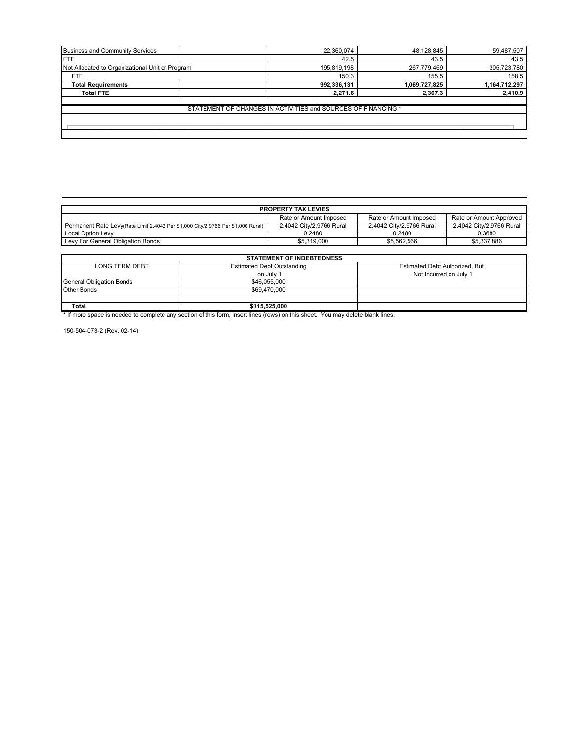| Business and Community Services | | 22,360,074 | 48,128,845 | 59,487,507 |
|---|---|---|---|---|
| FTE | | 42.5 | 43.5 | 43.5 |
| Not Allocated to Organizational Unit or Program | | 195,819,198 | 267,779,469 | 305,723,780 |
| FTE | | 150.3 | 155.5 | 158.5 |
| **Total Requirements** | | **992,336,131** | **1,069,727,825** | **1,164,712,297** |
| **Total FTE** | | **2,271.6** | **2,367.3** | **2,410.9** |

STATEMENT OF CHANGES IN ACTIVITIES and SOURCES OF FINANCING *

| PROPERTY TAX LEVIES | | | |
|---|---|---|---|
| | Rate or Amount Imposed | Rate or Amount Imposed | Rate or Amount Approved |
| Permanent Rate Levy(Rate Limit 2.4042 Per $1,000 City/2.9766 Per $1,000 Rural) | 2.4042 City/2.9766 Rural | 2.4042 City/2.9766 Rural | 2.4042 City/2.9766 Rural |
| Local Option Levy | 0.2480 | 0.2480 | 0.3680 |
| Levy For General Obligation Bonds | $5,319,000 | $5,562,566 | $5,337,886 |

| STATEMENT OF INDEBTEDNESS | | |
|---|---|---|
| LONG TERM DEBT | Estimated Debt Outstanding on July 1 | Estimated Debt Authorized, But Not Incurred on July 1 |
| General Obligation Bonds | $46,055,000 | |
| Other Bonds | $69,470,000 | |
| | | |
| **Total** | **$115,525,000** | |

**\*** If more space is needed to complete any section of this form, insert lines (rows) on this sheet. You may delete blank lines.

150-504-073-2 (Rev. 02-14)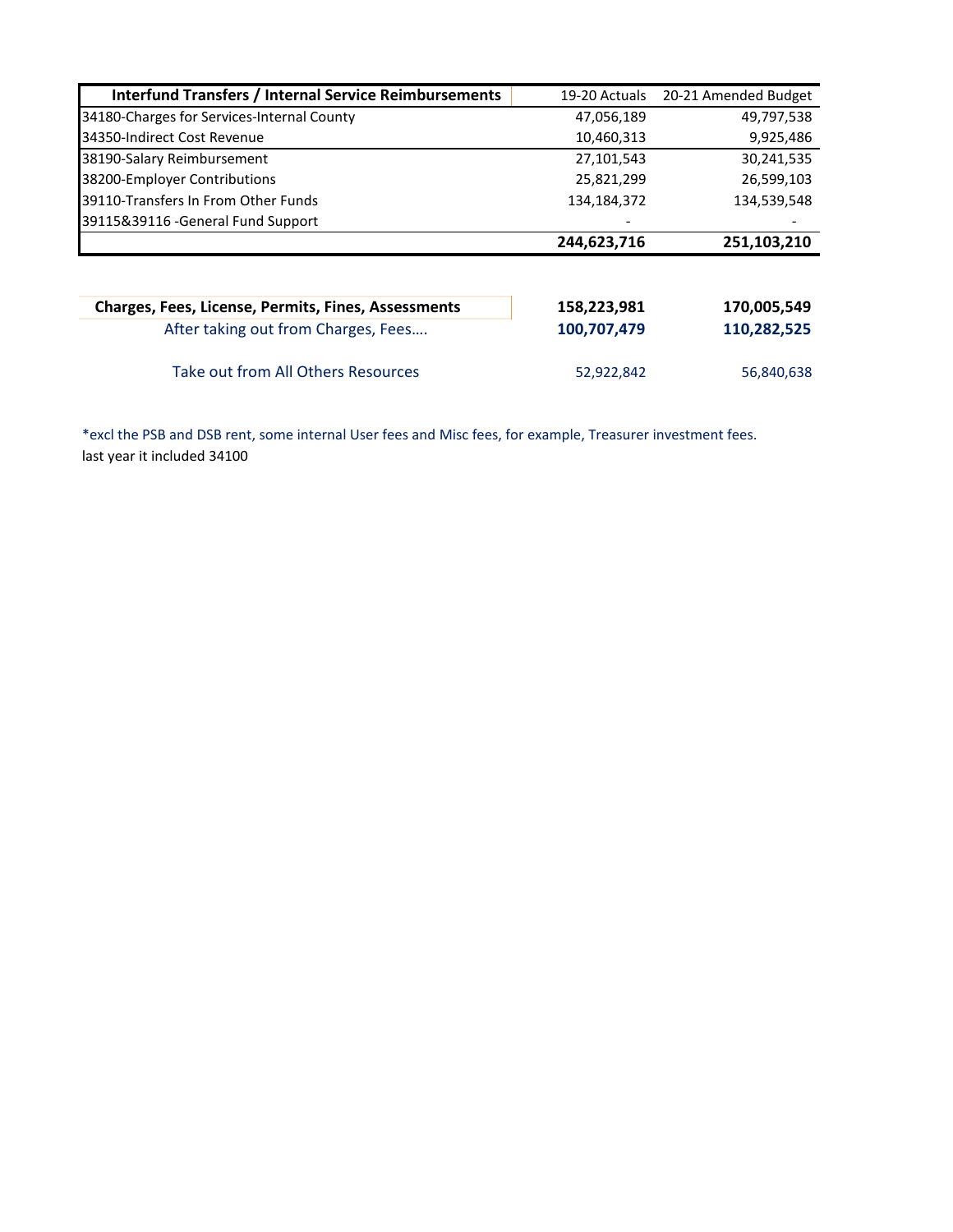| Interfund Transfers / Internal Service Reimbursements | 19-20 Actuals | 20-21 Amended Budget |
|---|---|---|
| 34180-Charges for Services-Internal County | 47,056,189 | 49,797,538 |
| 34350-Indirect Cost Revenue | 10,460,313 | 9,925,486 |
| 38190-Salary Reimbursement | 27,101,543 | 30,241,535 |
| 38200-Employer Contributions | 25,821,299 | 26,599,103 |
| 39110-Transfers In From Other Funds | 134,184,372 | 134,539,548 |
| 39115&39116 -General Fund Support | - | - |
| | **244,623,716** | **251,103,210** |

| | | |
|---|---|---|
| **Charges, Fees, License, Permits, Fines, Assessments** | **158,223,981** | **170,005,549** |
| After taking out from Charges, Fees…. | **100,707,479** | **110,282,525** |
| Take out from All Others Resources | 52,922,842 | 56,840,638 |

*excl the PSB and DSB rent, some internal User fees and Misc fees, for example, Treasurer investment fees.

last year it included 34100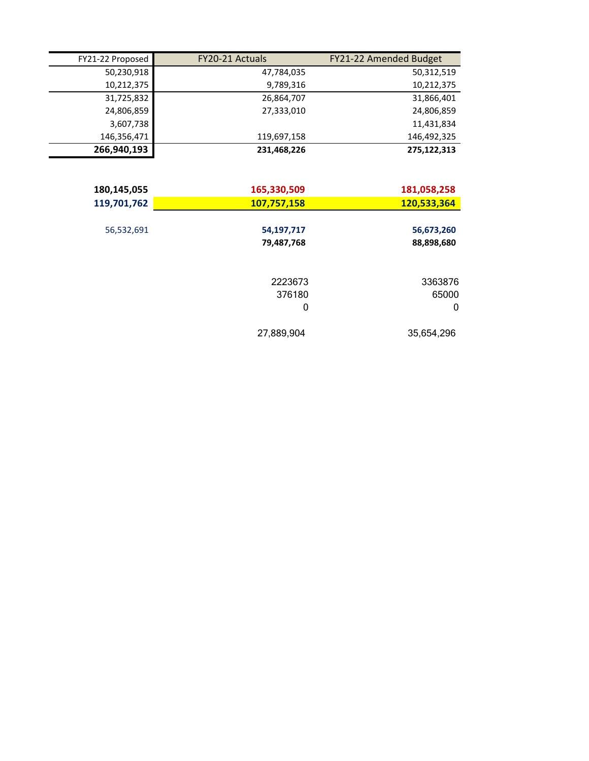| FY21-22 Proposed | FY20-21 Actuals | FY21-22 Amended Budget |
|---|---|---|
| 50,230,918 | 47,784,035 | 50,312,519 |
| 10,212,375 | 9,789,316 | 10,212,375 |
| 31,725,832 | 26,864,707 | 31,866,401 |
| 24,806,859 | 27,333,010 | 24,806,859 |
| 3,607,738 | | 11,431,834 |
| 146,356,471 | 119,697,158 | 146,492,325 |
| **266,940,193** | **231,468,226** | **275,122,313** |
| | | |
| **180,145,055** | **165,330,509** | **181,058,258** |
| **119,701,762** | **107,757,158** | **120,533,364** |
| | | |
| 56,532,691 | **54,197,717** | **56,673,260** |
| | **79,487,768** | **88,898,680** |
| | | |
| | 2223673 | 3363876 |
| | 376180 | 65000 |
| | 0 | 0 |
| | | |
| | 27,889,904 | 35,654,296 |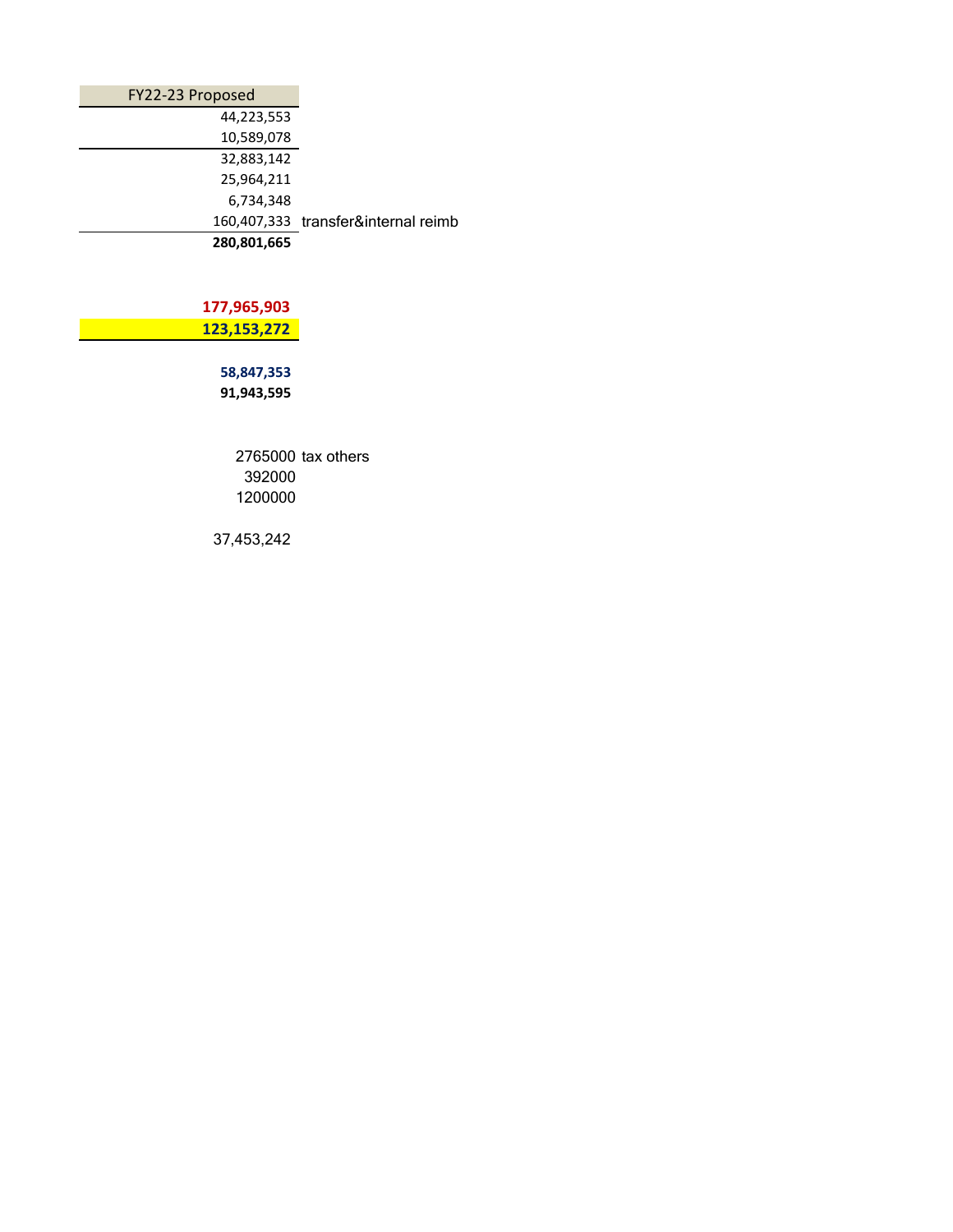| FY22-23 Proposed | |
|---:|---|
| 44,223,553 | |
| 10,589,078 | |
| 32,883,142 | |
| 25,964,211 | |
| 6,734,348 | |
| 160,407,333 | transfer&internal reimb |
| **280,801,665** | |
| | |
| **177,965,903** | |
| **123,153,272** | |
| | |
| **58,847,353** | |
| **91,943,595** | |
| | |
| 2765000 | tax others |
| 392000 | |
| 1200000 | |
| | |
| 37,453,242 | |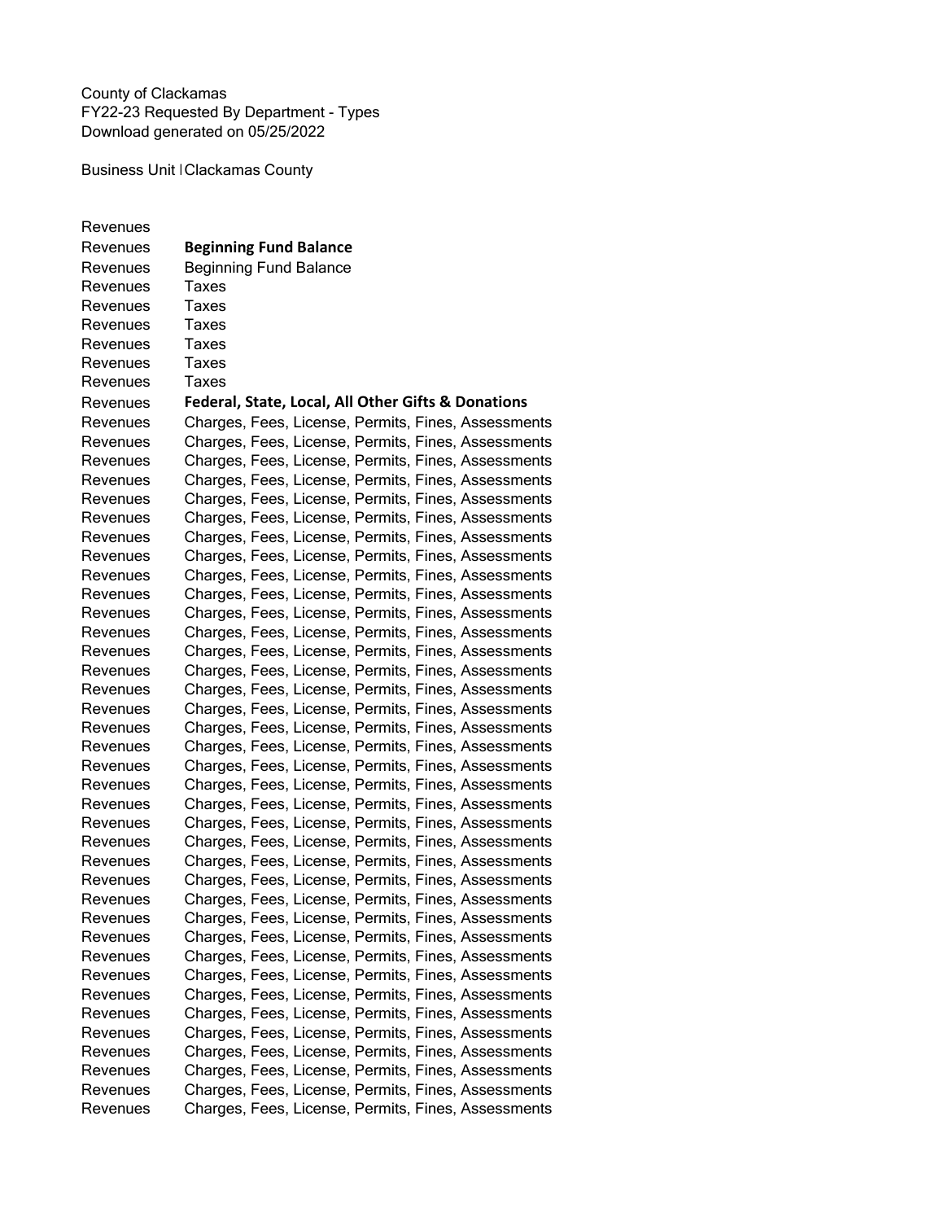County of Clackamas
FY22-23 Requested By Department - Types
Download generated on 05/25/2022

Business Unit | Clackamas County

| | |
|---|---|
| Revenues | |
| Revenues | **Beginning Fund Balance** |
| Revenues | Beginning Fund Balance |
| Revenues | Taxes |
| Revenues | Taxes |
| Revenues | Taxes |
| Revenues | Taxes |
| Revenues | Taxes |
| Revenues | Taxes |
| Revenues | **Federal, State, Local, All Other Gifts & Donations** |
| Revenues | Charges, Fees, License, Permits, Fines, Assessments |
| Revenues | Charges, Fees, License, Permits, Fines, Assessments |
| Revenues | Charges, Fees, License, Permits, Fines, Assessments |
| Revenues | Charges, Fees, License, Permits, Fines, Assessments |
| Revenues | Charges, Fees, License, Permits, Fines, Assessments |
| Revenues | Charges, Fees, License, Permits, Fines, Assessments |
| Revenues | Charges, Fees, License, Permits, Fines, Assessments |
| Revenues | Charges, Fees, License, Permits, Fines, Assessments |
| Revenues | Charges, Fees, License, Permits, Fines, Assessments |
| Revenues | Charges, Fees, License, Permits, Fines, Assessments |
| Revenues | Charges, Fees, License, Permits, Fines, Assessments |
| Revenues | Charges, Fees, License, Permits, Fines, Assessments |
| Revenues | Charges, Fees, License, Permits, Fines, Assessments |
| Revenues | Charges, Fees, License, Permits, Fines, Assessments |
| Revenues | Charges, Fees, License, Permits, Fines, Assessments |
| Revenues | Charges, Fees, License, Permits, Fines, Assessments |
| Revenues | Charges, Fees, License, Permits, Fines, Assessments |
| Revenues | Charges, Fees, License, Permits, Fines, Assessments |
| Revenues | Charges, Fees, License, Permits, Fines, Assessments |
| Revenues | Charges, Fees, License, Permits, Fines, Assessments |
| Revenues | Charges, Fees, License, Permits, Fines, Assessments |
| Revenues | Charges, Fees, License, Permits, Fines, Assessments |
| Revenues | Charges, Fees, License, Permits, Fines, Assessments |
| Revenues | Charges, Fees, License, Permits, Fines, Assessments |
| Revenues | Charges, Fees, License, Permits, Fines, Assessments |
| Revenues | Charges, Fees, License, Permits, Fines, Assessments |
| Revenues | Charges, Fees, License, Permits, Fines, Assessments |
| Revenues | Charges, Fees, License, Permits, Fines, Assessments |
| Revenues | Charges, Fees, License, Permits, Fines, Assessments |
| Revenues | Charges, Fees, License, Permits, Fines, Assessments |
| Revenues | Charges, Fees, License, Permits, Fines, Assessments |
| Revenues | Charges, Fees, License, Permits, Fines, Assessments |
| Revenues | Charges, Fees, License, Permits, Fines, Assessments |
| Revenues | Charges, Fees, License, Permits, Fines, Assessments |
| Revenues | Charges, Fees, License, Permits, Fines, Assessments |
| Revenues | Charges, Fees, License, Permits, Fines, Assessments |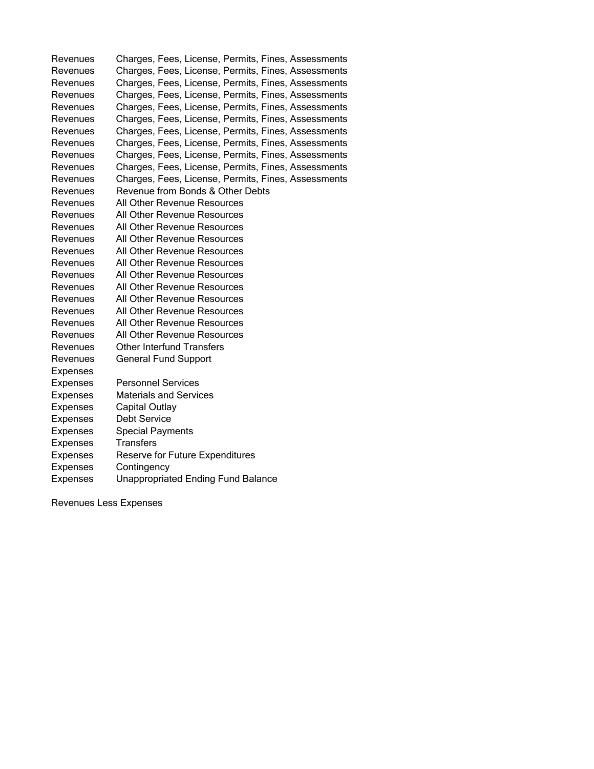| | |
|---|---|
| Revenues | Charges, Fees, License, Permits, Fines, Assessments |
| Revenues | Charges, Fees, License, Permits, Fines, Assessments |
| Revenues | Charges, Fees, License, Permits, Fines, Assessments |
| Revenues | Charges, Fees, License, Permits, Fines, Assessments |
| Revenues | Charges, Fees, License, Permits, Fines, Assessments |
| Revenues | Charges, Fees, License, Permits, Fines, Assessments |
| Revenues | Charges, Fees, License, Permits, Fines, Assessments |
| Revenues | Charges, Fees, License, Permits, Fines, Assessments |
| Revenues | Charges, Fees, License, Permits, Fines, Assessments |
| Revenues | Charges, Fees, License, Permits, Fines, Assessments |
| Revenues | Charges, Fees, License, Permits, Fines, Assessments |
| Revenues | Revenue from Bonds & Other Debts |
| Revenues | All Other Revenue Resources |
| Revenues | All Other Revenue Resources |
| Revenues | All Other Revenue Resources |
| Revenues | All Other Revenue Resources |
| Revenues | All Other Revenue Resources |
| Revenues | All Other Revenue Resources |
| Revenues | All Other Revenue Resources |
| Revenues | All Other Revenue Resources |
| Revenues | All Other Revenue Resources |
| Revenues | All Other Revenue Resources |
| Revenues | All Other Revenue Resources |
| Revenues | All Other Revenue Resources |
| Revenues | Other Interfund Transfers |
| Revenues | General Fund Support |
| Expenses | |
| Expenses | Personnel Services |
| Expenses | Materials and Services |
| Expenses | Capital Outlay |
| Expenses | Debt Service |
| Expenses | Special Payments |
| Expenses | Transfers |
| Expenses | Reserve for Future Expenditures |
| Expenses | Contingency |
| Expenses | Unappropriated Ending Fund Balance |

Revenues Less Expenses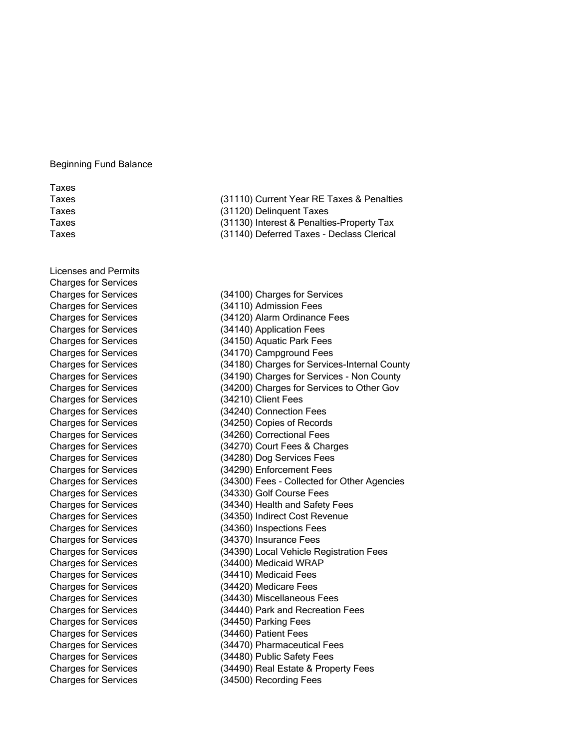| | |
|---|---|
| Beginning Fund Balance | |
| | |
| Taxes | |
| Taxes | (31110) Current Year RE Taxes & Penalties |
| Taxes | (31120) Delinquent Taxes |
| Taxes | (31130) Interest & Penalties-Property Tax |
| Taxes | (31140) Deferred Taxes - Declass Clerical |
| | |
| Licenses and Permits | |
| Charges for Services | |
| Charges for Services | (34100) Charges for Services |
| Charges for Services | (34110) Admission Fees |
| Charges for Services | (34120) Alarm Ordinance Fees |
| Charges for Services | (34140) Application Fees |
| Charges for Services | (34150) Aquatic Park Fees |
| Charges for Services | (34170) Campground Fees |
| Charges for Services | (34180) Charges for Services-Internal County |
| Charges for Services | (34190) Charges for Services - Non County |
| Charges for Services | (34200) Charges for Services to Other Gov |
| Charges for Services | (34210) Client Fees |
| Charges for Services | (34240) Connection Fees |
| Charges for Services | (34250) Copies of Records |
| Charges for Services | (34260) Correctional Fees |
| Charges for Services | (34270) Court Fees & Charges |
| Charges for Services | (34280) Dog Services Fees |
| Charges for Services | (34290) Enforcement Fees |
| Charges for Services | (34300) Fees - Collected for Other Agencies |
| Charges for Services | (34330) Golf Course Fees |
| Charges for Services | (34340) Health and Safety Fees |
| Charges for Services | (34350) Indirect Cost Revenue |
| Charges for Services | (34360) Inspections Fees |
| Charges for Services | (34370) Insurance Fees |
| Charges for Services | (34390) Local Vehicle Registration Fees |
| Charges for Services | (34400) Medicaid WRAP |
| Charges for Services | (34410) Medicaid Fees |
| Charges for Services | (34420) Medicare Fees |
| Charges for Services | (34430) Miscellaneous Fees |
| Charges for Services | (34440) Park and Recreation Fees |
| Charges for Services | (34450) Parking Fees |
| Charges for Services | (34460) Patient Fees |
| Charges for Services | (34470) Pharmaceutical Fees |
| Charges for Services | (34480) Public Safety Fees |
| Charges for Services | (34490) Real Estate & Property Fees |
| Charges for Services | (34500) Recording Fees |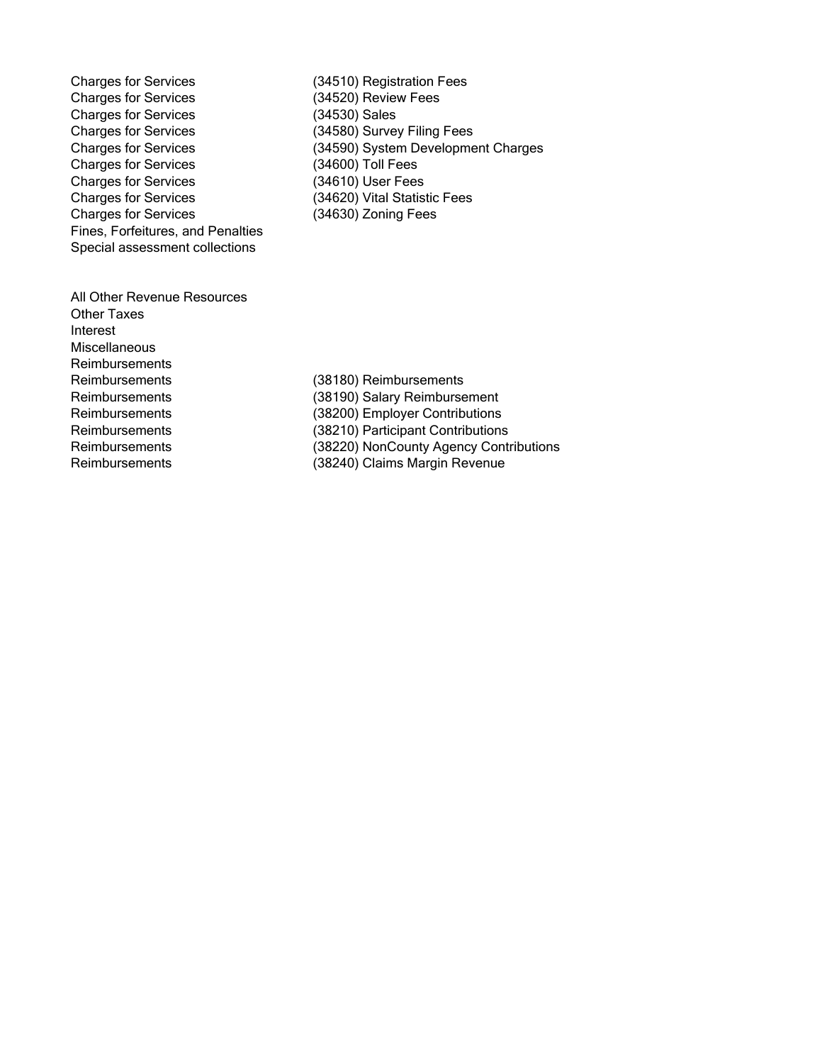| | |
|---|---|
| Charges for Services | (34510) Registration Fees |
| Charges for Services | (34520) Review Fees |
| Charges for Services | (34530) Sales |
| Charges for Services | (34580) Survey Filing Fees |
| Charges for Services | (34590) System Development Charges |
| Charges for Services | (34600) Toll Fees |
| Charges for Services | (34610) User Fees |
| Charges for Services | (34620) Vital Statistic Fees |
| Charges for Services | (34630) Zoning Fees |
| Fines, Forfeitures, and Penalties | |
| Special assessment collections | |

| | |
|---|---|
| All Other Revenue Resources | |
| Other Taxes | |
| Interest | |
| Miscellaneous | |
| Reimbursements | |
| Reimbursements | (38180) Reimbursements |
| Reimbursements | (38190) Salary Reimbursement |
| Reimbursements | (38200) Employer Contributions |
| Reimbursements | (38210) Participant Contributions |
| Reimbursements | (38220) NonCounty Agency Contributions |
| Reimbursements | (38240) Claims Margin Revenue |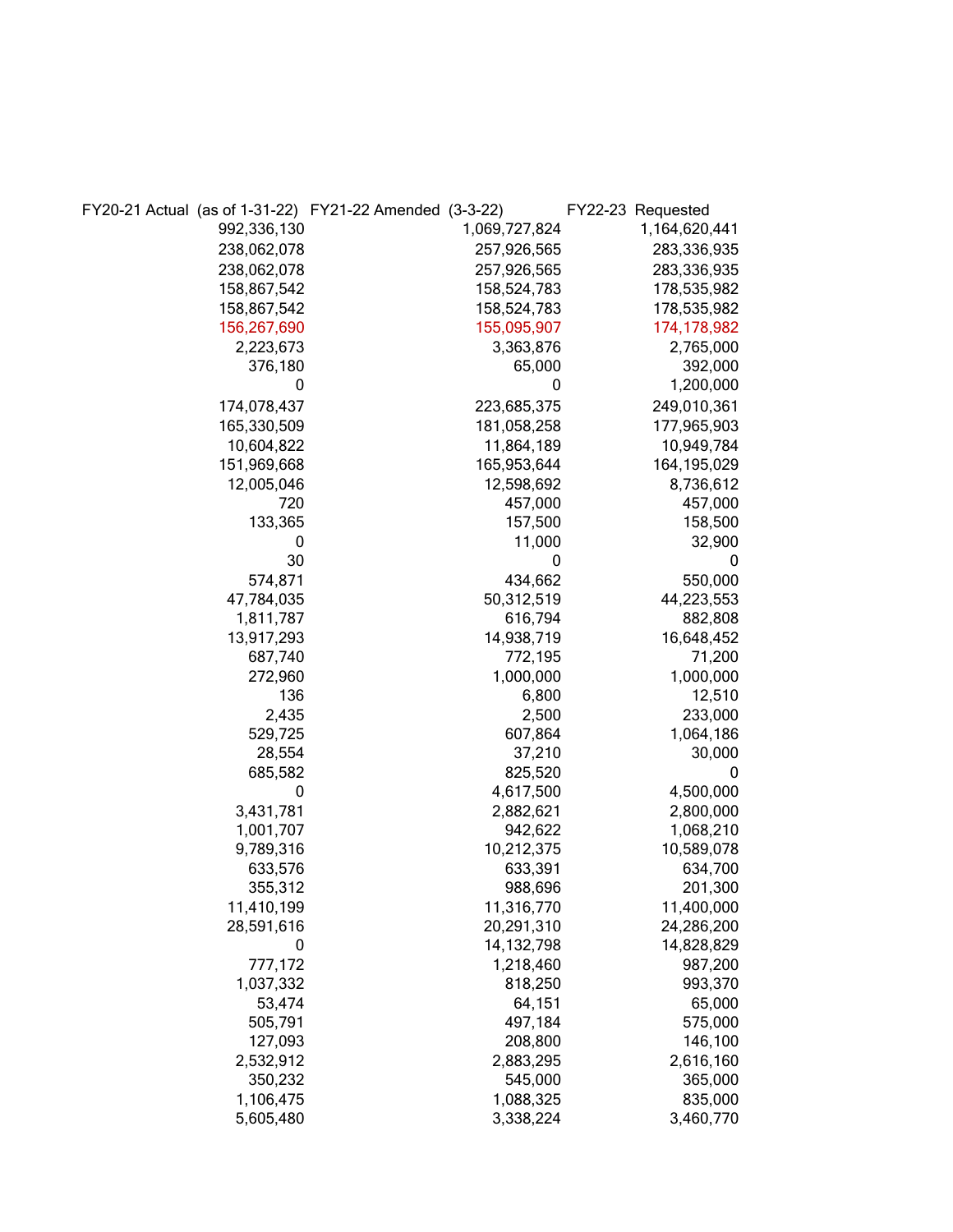| FY20-21 Actual (as of 1-31-22) | FY21-22 Amended (3-3-22) | FY22-23 Requested |
|---:|---:|---:|
| 992,336,130 | 1,069,727,824 | 1,164,620,441 |
| 238,062,078 | 257,926,565 | 283,336,935 |
| 238,062,078 | 257,926,565 | 283,336,935 |
| 158,867,542 | 158,524,783 | 178,535,982 |
| 158,867,542 | 158,524,783 | 178,535,982 |
| 156,267,690 | 155,095,907 | 174,178,982 |
| 2,223,673 | 3,363,876 | 2,765,000 |
| 376,180 | 65,000 | 392,000 |
| 0 | 0 | 1,200,000 |
| 174,078,437 | 223,685,375 | 249,010,361 |
| 165,330,509 | 181,058,258 | 177,965,903 |
| 10,604,822 | 11,864,189 | 10,949,784 |
| 151,969,668 | 165,953,644 | 164,195,029 |
| 12,005,046 | 12,598,692 | 8,736,612 |
| 720 | 457,000 | 457,000 |
| 133,365 | 157,500 | 158,500 |
| 0 | 11,000 | 32,900 |
| 30 | 0 | 0 |
| 574,871 | 434,662 | 550,000 |
| 47,784,035 | 50,312,519 | 44,223,553 |
| 1,811,787 | 616,794 | 882,808 |
| 13,917,293 | 14,938,719 | 16,648,452 |
| 687,740 | 772,195 | 71,200 |
| 272,960 | 1,000,000 | 1,000,000 |
| 136 | 6,800 | 12,510 |
| 2,435 | 2,500 | 233,000 |
| 529,725 | 607,864 | 1,064,186 |
| 28,554 | 37,210 | 30,000 |
| 685,582 | 825,520 | 0 |
| 0 | 4,617,500 | 4,500,000 |
| 3,431,781 | 2,882,621 | 2,800,000 |
| 1,001,707 | 942,622 | 1,068,210 |
| 9,789,316 | 10,212,375 | 10,589,078 |
| 633,576 | 633,391 | 634,700 |
| 355,312 | 988,696 | 201,300 |
| 11,410,199 | 11,316,770 | 11,400,000 |
| 28,591,616 | 20,291,310 | 24,286,200 |
| 0 | 14,132,798 | 14,828,829 |
| 777,172 | 1,218,460 | 987,200 |
| 1,037,332 | 818,250 | 993,370 |
| 53,474 | 64,151 | 65,000 |
| 505,791 | 497,184 | 575,000 |
| 127,093 | 208,800 | 146,100 |
| 2,532,912 | 2,883,295 | 2,616,160 |
| 350,232 | 545,000 | 365,000 |
| 1,106,475 | 1,088,325 | 835,000 |
| 5,605,480 | 3,338,224 | 3,460,770 |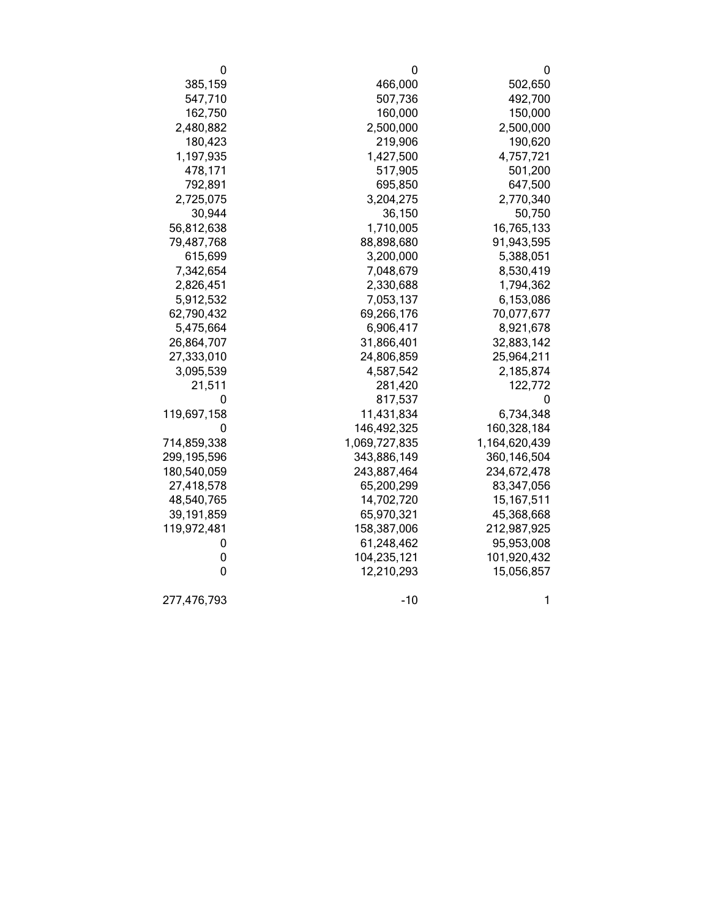| | | |
|---:|---:|---:|
| 0 | 0 | 0 |
| 385,159 | 466,000 | 502,650 |
| 547,710 | 507,736 | 492,700 |
| 162,750 | 160,000 | 150,000 |
| 2,480,882 | 2,500,000 | 2,500,000 |
| 180,423 | 219,906 | 190,620 |
| 1,197,935 | 1,427,500 | 4,757,721 |
| 478,171 | 517,905 | 501,200 |
| 792,891 | 695,850 | 647,500 |
| 2,725,075 | 3,204,275 | 2,770,340 |
| 30,944 | 36,150 | 50,750 |
| 56,812,638 | 1,710,005 | 16,765,133 |
| 79,487,768 | 88,898,680 | 91,943,595 |
| 615,699 | 3,200,000 | 5,388,051 |
| 7,342,654 | 7,048,679 | 8,530,419 |
| 2,826,451 | 2,330,688 | 1,794,362 |
| 5,912,532 | 7,053,137 | 6,153,086 |
| 62,790,432 | 69,266,176 | 70,077,677 |
| 5,475,664 | 6,906,417 | 8,921,678 |
| 26,864,707 | 31,866,401 | 32,883,142 |
| 27,333,010 | 24,806,859 | 25,964,211 |
| 3,095,539 | 4,587,542 | 2,185,874 |
| 21,511 | 281,420 | 122,772 |
| 0 | 817,537 | 0 |
| 119,697,158 | 11,431,834 | 6,734,348 |
| 0 | 146,492,325 | 160,328,184 |
| 714,859,338 | 1,069,727,835 | 1,164,620,439 |
| 299,195,596 | 343,886,149 | 360,146,504 |
| 180,540,059 | 243,887,464 | 234,672,478 |
| 27,418,578 | 65,200,299 | 83,347,056 |
| 48,540,765 | 14,702,720 | 15,167,511 |
| 39,191,859 | 65,970,321 | 45,368,668 |
| 119,972,481 | 158,387,006 | 212,987,925 |
| 0 | 61,248,462 | 95,953,008 |
| 0 | 104,235,121 | 101,920,432 |
| 0 | 12,210,293 | 15,056,857 |
| | | |
| 277,476,793 | -10 | 1 |